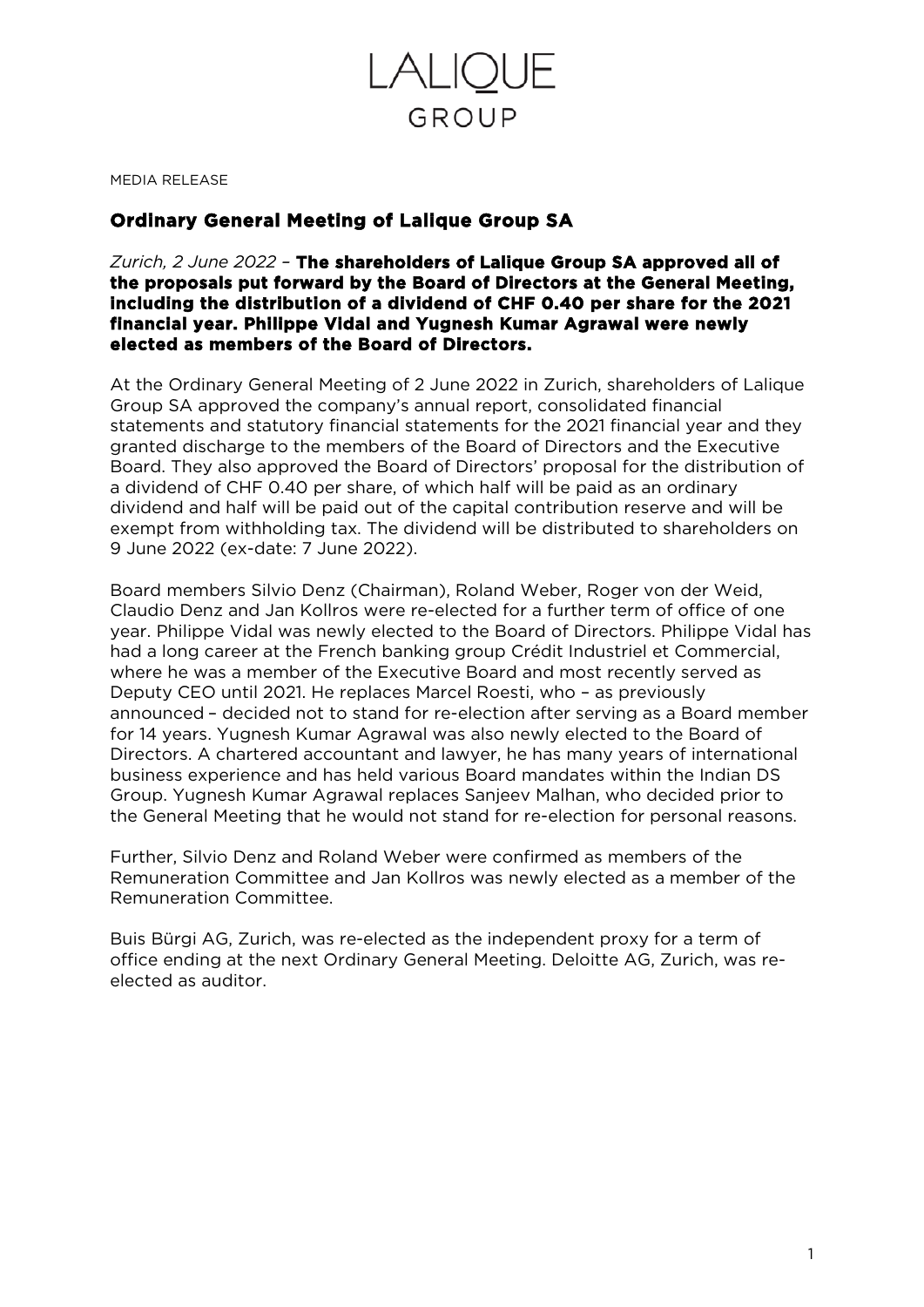LALIQUE
GROUP

MEDIA RELEASE

# Ordinary General Meeting of Lalique Group SA

*Zurich, 2 June 2022* – **The shareholders of Lalique Group SA approved all of the proposals put forward by the Board of Directors at the General Meeting, including the distribution of a dividend of CHF 0.40 per share for the 2021 financial year. Philippe Vidal and Yugnesh Kumar Agrawal were newly elected as members of the Board of Directors.**

At the Ordinary General Meeting of 2 June 2022 in Zurich, shareholders of Lalique Group SA approved the company's annual report, consolidated financial statements and statutory financial statements for the 2021 financial year and they granted discharge to the members of the Board of Directors and the Executive Board. They also approved the Board of Directors' proposal for the distribution of a dividend of CHF 0.40 per share, of which half will be paid as an ordinary dividend and half will be paid out of the capital contribution reserve and will be exempt from withholding tax. The dividend will be distributed to shareholders on 9 June 2022 (ex-date: 7 June 2022).

Board members Silvio Denz (Chairman), Roland Weber, Roger von der Weid, Claudio Denz and Jan Kollros were re-elected for a further term of office of one year. Philippe Vidal was newly elected to the Board of Directors. Philippe Vidal has had a long career at the French banking group Crédit Industriel et Commercial, where he was a member of the Executive Board and most recently served as Deputy CEO until 2021. He replaces Marcel Roesti, who – as previously announced – decided not to stand for re-election after serving as a Board member for 14 years. Yugnesh Kumar Agrawal was also newly elected to the Board of Directors. A chartered accountant and lawyer, he has many years of international business experience and has held various Board mandates within the Indian DS Group. Yugnesh Kumar Agrawal replaces Sanjeev Malhan, who decided prior to the General Meeting that he would not stand for re-election for personal reasons.

Further, Silvio Denz and Roland Weber were confirmed as members of the Remuneration Committee and Jan Kollros was newly elected as a member of the Remuneration Committee.

Buis Bürgi AG, Zurich, was re-elected as the independent proxy for a term of office ending at the next Ordinary General Meeting. Deloitte AG, Zurich, was re-elected as auditor.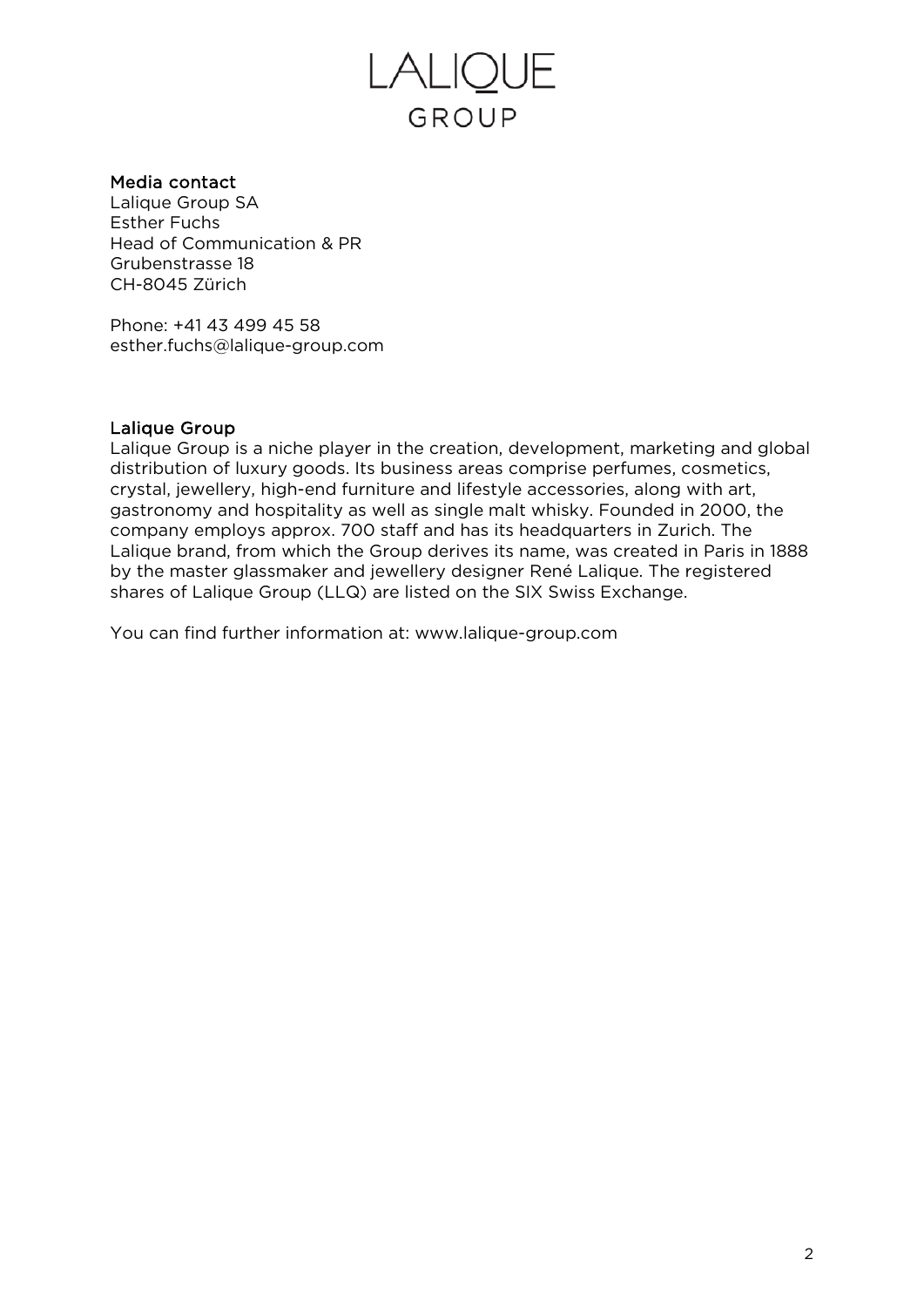LALIQUE GROUP

## Media contact

Lalique Group SA
Esther Fuchs
Head of Communication & PR
Grubenstrasse 18
CH-8045 Zürich

Phone: +41 43 499 45 58
esther.fuchs@lalique-group.com

## Lalique Group

Lalique Group is a niche player in the creation, development, marketing and global distribution of luxury goods. Its business areas comprise perfumes, cosmetics, crystal, jewellery, high-end furniture and lifestyle accessories, along with art, gastronomy and hospitality as well as single malt whisky. Founded in 2000, the company employs approx. 700 staff and has its headquarters in Zurich. The Lalique brand, from which the Group derives its name, was created in Paris in 1888 by the master glassmaker and jewellery designer René Lalique. The registered shares of Lalique Group (LLQ) are listed on the SIX Swiss Exchange.

You can find further information at: www.lalique-group.com